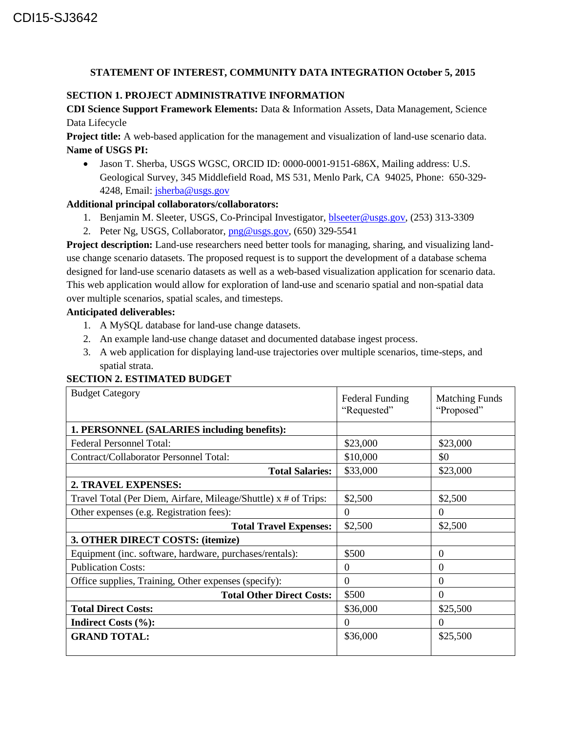CDI15-SJ3642

**STATEMENT OF INTEREST, COMMUNITY DATA INTEGRATION October 5, 2015**

## SECTION 1. PROJECT ADMINISTRATIVE INFORMATION

**CDI Science Support Framework Elements:** Data & Information Assets, Data Management, Science Data Lifecycle

**Project title:** A web-based application for the management and visualization of land-use scenario data.

**Name of USGS PI:**

- Jason T. Sherba, USGS WGSC, ORCID ID: 0000-0001-9151-686X, Mailing address: U.S. Geological Survey, 345 Middlefield Road, MS 531, Menlo Park, CA 94025, Phone: 650-329-4248, Email: jsherba@usgs.gov

**Additional principal collaborators/collaborators:**

1. Benjamin M. Sleeter, USGS, Co-Principal Investigator, blseeter@usgs.gov, (253) 313-3309
2. Peter Ng, USGS, Collaborator, png@usgs.gov, (650) 329-5541

**Project description:** Land-use researchers need better tools for managing, sharing, and visualizing land-use change scenario datasets. The proposed request is to support the development of a database schema designed for land-use scenario datasets as well as a web-based visualization application for scenario data. This web application would allow for exploration of land-use and scenario spatial and non-spatial data over multiple scenarios, spatial scales, and timesteps.

**Anticipated deliverables:**

1. A MySQL database for land-use change datasets.
2. An example land-use change dataset and documented database ingest process.
3. A web application for displaying land-use trajectories over multiple scenarios, time-steps, and spatial strata.

## SECTION 2. ESTIMATED BUDGET

| Budget Category | Federal Funding "Requested" | Matching Funds "Proposed" |
|---|---|---|
| **1. PERSONNEL (SALARIES including benefits):** | | |
| Federal Personnel Total: | $23,000 | $23,000 |
| Contract/Collaborator Personnel Total: | $10,000 | $0 |
| **Total Salaries:** | $33,000 | $23,000 |
| **2. TRAVEL EXPENSES:** | | |
| Travel Total (Per Diem, Airfare, Mileage/Shuttle) x # of Trips: | $2,500 | $2,500 |
| Other expenses (e.g. Registration fees): | 0 | 0 |
| **Total Travel Expenses:** | $2,500 | $2,500 |
| **3. OTHER DIRECT COSTS: (itemize)** | | |
| Equipment (inc. software, hardware, purchases/rentals): | $500 | 0 |
| Publication Costs: | 0 | 0 |
| Office supplies, Training, Other expenses (specify): | 0 | 0 |
| **Total Other Direct Costs:** | $500 | 0 |
| **Total Direct Costs:** | $36,000 | $25,500 |
| **Indirect Costs (%):** | 0 | 0 |
| **GRAND TOTAL:** | $36,000 | $25,500 |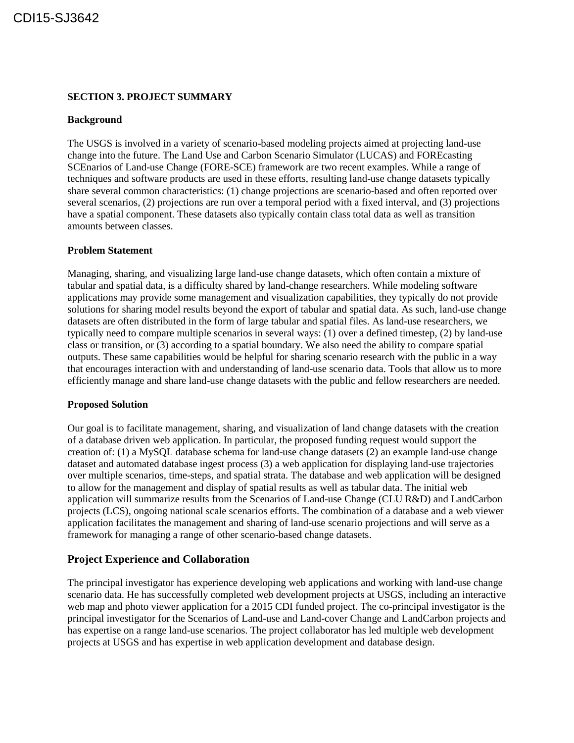## SECTION 3. PROJECT SUMMARY

### Background

The USGS is involved in a variety of scenario-based modeling projects aimed at projecting land-use change into the future. The Land Use and Carbon Scenario Simulator (LUCAS) and FOREcasting SCEnarios of Land-use Change (FORE-SCE) framework are two recent examples. While a range of techniques and software products are used in these efforts, resulting land-use change datasets typically share several common characteristics: (1) change projections are scenario-based and often reported over several scenarios, (2) projections are run over a temporal period with a fixed interval, and (3) projections have a spatial component. These datasets also typically contain class total data as well as transition amounts between classes.

### Problem Statement

Managing, sharing, and visualizing large land-use change datasets, which often contain a mixture of tabular and spatial data, is a difficulty shared by land-change researchers. While modeling software applications may provide some management and visualization capabilities, they typically do not provide solutions for sharing model results beyond the export of tabular and spatial data. As such, land-use change datasets are often distributed in the form of large tabular and spatial files. As land-use researchers, we typically need to compare multiple scenarios in several ways: (1) over a defined timestep, (2) by land-use class or transition, or (3) according to a spatial boundary. We also need the ability to compare spatial outputs. These same capabilities would be helpful for sharing scenario research with the public in a way that encourages interaction with and understanding of land-use scenario data. Tools that allow us to more efficiently manage and share land-use change datasets with the public and fellow researchers are needed.

### Proposed Solution

Our goal is to facilitate management, sharing, and visualization of land change datasets with the creation of a database driven web application. In particular, the proposed funding request would support the creation of: (1) a MySQL database schema for land-use change datasets (2) an example land-use change dataset and automated database ingest process (3) a web application for displaying land-use trajectories over multiple scenarios, time-steps, and spatial strata. The database and web application will be designed to allow for the management and display of spatial results as well as tabular data. The initial web application will summarize results from the Scenarios of Land-use Change (CLU R&D) and LandCarbon projects (LCS), ongoing national scale scenarios efforts. The combination of a database and a web viewer application facilitates the management and sharing of land-use scenario projections and will serve as a framework for managing a range of other scenario-based change datasets.

## Project Experience and Collaboration

The principal investigator has experience developing web applications and working with land-use change scenario data. He has successfully completed web development projects at USGS, including an interactive web map and photo viewer application for a 2015 CDI funded project. The co-principal investigator is the principal investigator for the Scenarios of Land-use and Land-cover Change and LandCarbon projects and has expertise on a range land-use scenarios. The project collaborator has led multiple web development projects at USGS and has expertise in web application development and database design.